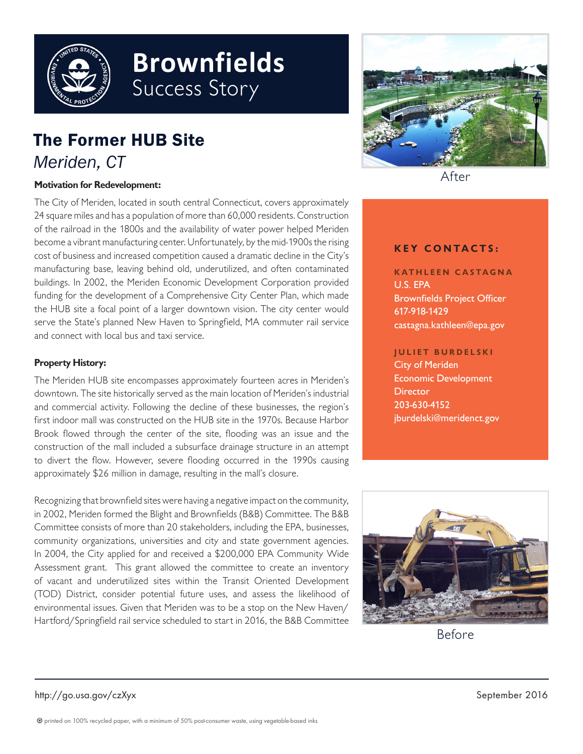# Brownfields Success Story

## The Former HUB Site

*Meriden, CT*

**Motivation for Redevelopment:**

The City of Meriden, located in south central Connecticut, covers approximately 24 square miles and has a population of more than 60,000 residents. Construction of the railroad in the 1800s and the availability of water power helped Meriden become a vibrant manufacturing center. Unfortunately, by the mid-1900s the rising cost of business and increased competition caused a dramatic decline in the City's manufacturing base, leaving behind old, underutilized, and often contaminated buildings. In 2002, the Meriden Economic Development Corporation provided funding for the development of a Comprehensive City Center Plan, which made the HUB site a focal point of a larger downtown vision. The city center would serve the State's planned New Haven to Springfield, MA commuter rail service and connect with local bus and taxi service.

**Property History:**

The Meriden HUB site encompasses approximately fourteen acres in Meriden's downtown. The site historically served as the main location of Meriden's industrial and commercial activity. Following the decline of these businesses, the region's first indoor mall was constructed on the HUB site in the 1970s. Because Harbor Brook flowed through the center of the site, flooding was an issue and the construction of the mall included a subsurface drainage structure in an attempt to divert the flow. However, severe flooding occurred in the 1990s causing approximately $26 million in damage, resulting in the mall's closure.

Recognizing that brownfield sites were having a negative impact on the community, in 2002, Meriden formed the Blight and Brownfields (B&B) Committee. The B&B Committee consists of more than 20 stakeholders, including the EPA, businesses, community organizations, universities and city and state government agencies. In 2004, the City applied for and received a $200,000 EPA Community Wide Assessment grant. This grant allowed the committee to create an inventory of vacant and underutilized sites within the Transit Oriented Development (TOD) District, consider potential future uses, and assess the likelihood of environmental issues. Given that Meriden was to be a stop on the New Haven/Hartford/Springfield rail service scheduled to start in 2016, the B&B Committee

After

**KEY CONTACTS:**

**KATHLEEN CASTAGNA**
U.S. EPA
Brownfields Project Officer
617-918-1429
castagna.kathleen@epa.gov

**JULIET BURDELSKI**
City of Meriden
Economic Development Director
203-630-4152
jburdelski@meridenct.gov

Before

http://go.usa.gov/czXyx

September 2016

printed on 100% recycled paper, with a minimum of 50% post-consumer waste, using vegetable-based inks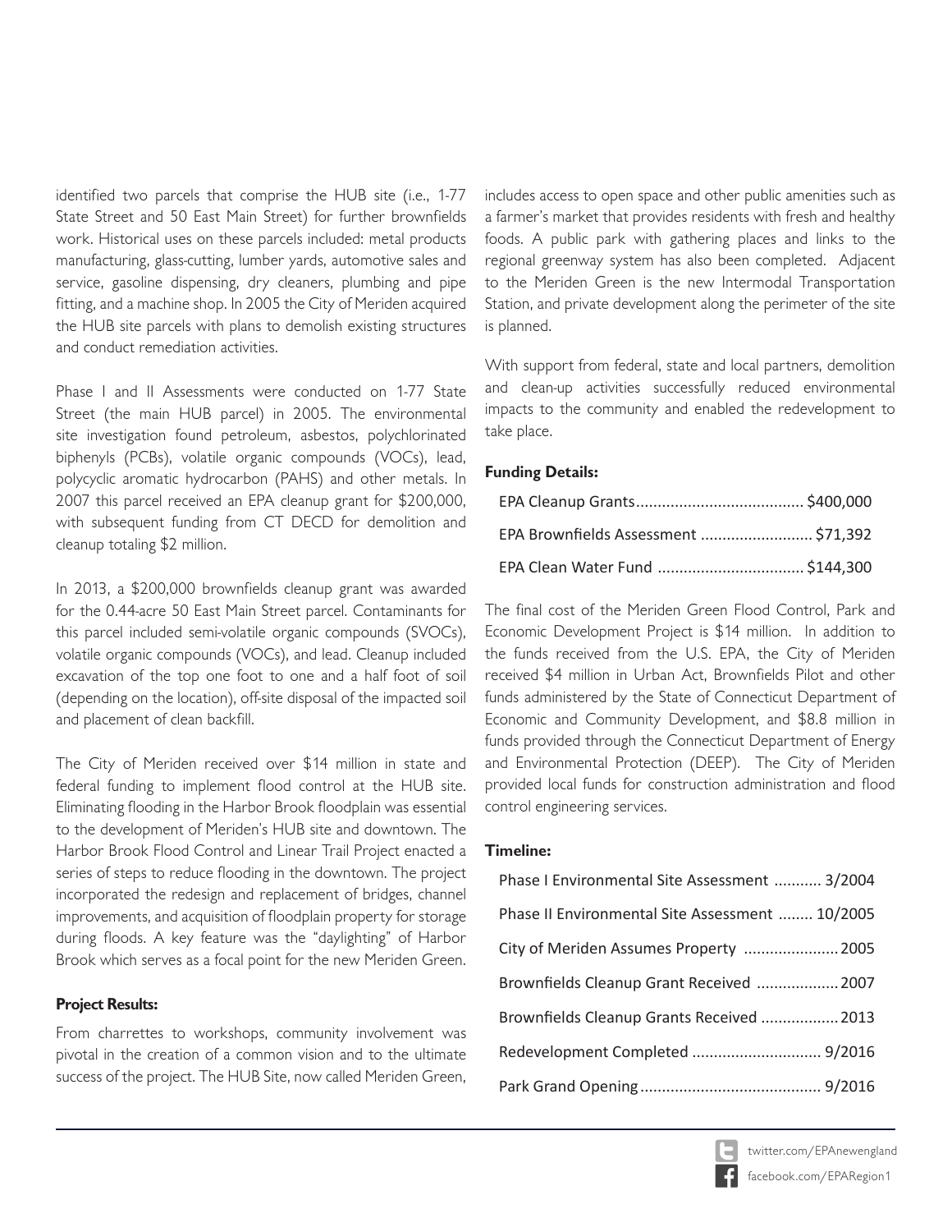identified two parcels that comprise the HUB site (i.e., 1-77 State Street and 50 East Main Street) for further brownfields work. Historical uses on these parcels included: metal products manufacturing, glass-cutting, lumber yards, automotive sales and service, gasoline dispensing, dry cleaners, plumbing and pipe fitting, and a machine shop. In 2005 the City of Meriden acquired the HUB site parcels with plans to demolish existing structures and conduct remediation activities.

Phase I and II Assessments were conducted on 1-77 State Street (the main HUB parcel) in 2005. The environmental site investigation found petroleum, asbestos, polychlorinated biphenyls (PCBs), volatile organic compounds (VOCs), lead, polycyclic aromatic hydrocarbon (PAHS) and other metals. In 2007 this parcel received an EPA cleanup grant for $200,000, with subsequent funding from CT DECD for demolition and cleanup totaling $2 million.

In 2013, a $200,000 brownfields cleanup grant was awarded for the 0.44-acre 50 East Main Street parcel. Contaminants for this parcel included semi-volatile organic compounds (SVOCs), volatile organic compounds (VOCs), and lead. Cleanup included excavation of the top one foot to one and a half foot of soil (depending on the location), off-site disposal of the impacted soil and placement of clean backfill.

The City of Meriden received over $14 million in state and federal funding to implement flood control at the HUB site. Eliminating flooding in the Harbor Brook floodplain was essential to the development of Meriden's HUB site and downtown. The Harbor Brook Flood Control and Linear Trail Project enacted a series of steps to reduce flooding in the downtown. The project incorporated the redesign and replacement of bridges, channel improvements, and acquisition of floodplain property for storage during floods. A key feature was the "daylighting" of Harbor Brook which serves as a focal point for the new Meriden Green.

**Project Results:**

From charrettes to workshops, community involvement was pivotal in the creation of a common vision and to the ultimate success of the project. The HUB Site, now called Meriden Green, includes access to open space and other public amenities such as a farmer's market that provides residents with fresh and healthy foods. A public park with gathering places and links to the regional greenway system has also been completed. Adjacent to the Meriden Green is the new Intermodal Transportation Station, and private development along the perimeter of the site is planned.

With support from federal, state and local partners, demolition and clean-up activities successfully reduced environmental impacts to the community and enabled the redevelopment to take place.

**Funding Details:**

| | |
|---|---|
| EPA Cleanup Grants | $400,000 |
| EPA Brownfields Assessment | $71,392 |
| EPA Clean Water Fund | $144,300 |

The final cost of the Meriden Green Flood Control, Park and Economic Development Project is $14 million. In addition to the funds received from the U.S. EPA, the City of Meriden received $4 million in Urban Act, Brownfields Pilot and other funds administered by the State of Connecticut Department of Economic and Community Development, and $8.8 million in funds provided through the Connecticut Department of Energy and Environmental Protection (DEEP). The City of Meriden provided local funds for construction administration and flood control engineering services.

**Timeline:**

| | |
|---|---|
| Phase I Environmental Site Assessment | 3/2004 |
| Phase II Environmental Site Assessment | 10/2005 |
| City of Meriden Assumes Property | 2005 |
| Brownfields Cleanup Grant Received | 2007 |
| Brownfields Cleanup Grants Received | 2013 |
| Redevelopment Completed | 9/2016 |
| Park Grand Opening | 9/2016 |

twitter.com/EPAnewengland

facebook.com/EPARegion1